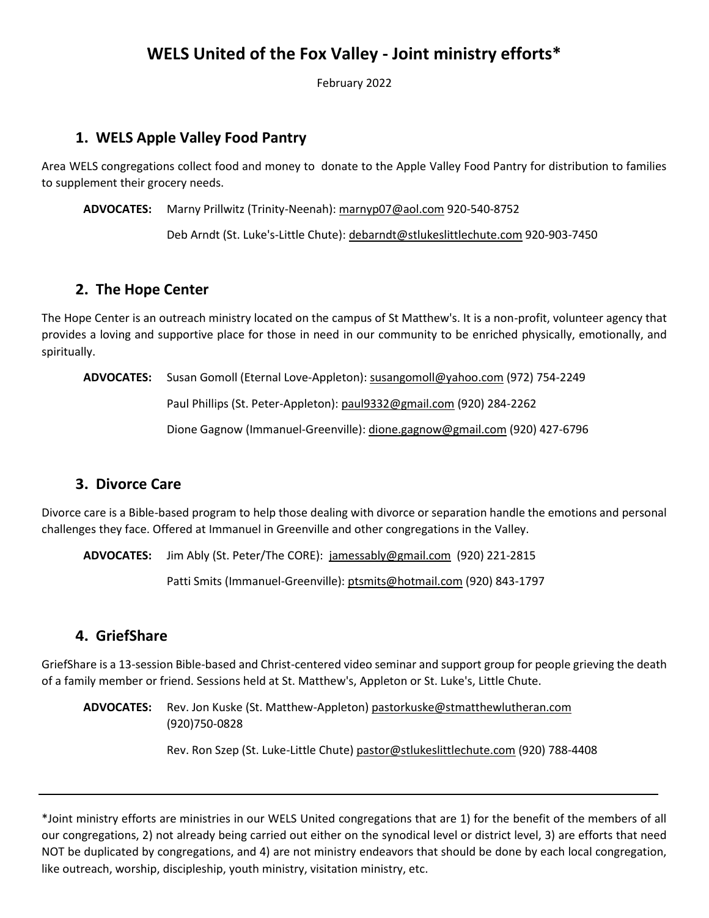# WELS United of the Fox Valley - Joint ministry efforts*

February 2022

## 1. WELS Apple Valley Food Pantry

Area WELS congregations collect food and money to donate to the Apple Valley Food Pantry for distribution to families to supplement their grocery needs.

**ADVOCATES:** Marny Prillwitz (Trinity-Neenah): marnyp07@aol.com 920-540-8752

Deb Arndt (St. Luke's-Little Chute): debarndt@stlukeslittlechute.com 920-903-7450

## 2. The Hope Center

The Hope Center is an outreach ministry located on the campus of St Matthew's. It is a non-profit, volunteer agency that provides a loving and supportive place for those in need in our community to be enriched physically, emotionally, and spiritually.

**ADVOCATES:** Susan Gomoll (Eternal Love-Appleton): susangomoll@yahoo.com (972) 754-2249

Paul Phillips (St. Peter-Appleton): paul9332@gmail.com (920) 284-2262

Dione Gagnow (Immanuel-Greenville): dione.gagnow@gmail.com (920) 427-6796

## 3. Divorce Care

Divorce care is a Bible-based program to help those dealing with divorce or separation handle the emotions and personal challenges they face. Offered at Immanuel in Greenville and other congregations in the Valley.

**ADVOCATES:** Jim Ably (St. Peter/The CORE): jamessably@gmail.com (920) 221-2815

Patti Smits (Immanuel-Greenville): ptsmits@hotmail.com (920) 843-1797

## 4. GriefShare

GriefShare is a 13-session Bible-based and Christ-centered video seminar and support group for people grieving the death of a family member or friend. Sessions held at St. Matthew's, Appleton or St. Luke's, Little Chute.

**ADVOCATES:** Rev. Jon Kuske (St. Matthew-Appleton) pastorkuske@stmatthewlutheran.com (920)750-0828

Rev. Ron Szep (St. Luke-Little Chute) pastor@stlukeslittlechute.com (920) 788-4408

---

*Joint ministry efforts are ministries in our WELS United congregations that are 1) for the benefit of the members of all our congregations, 2) not already being carried out either on the synodical level or district level, 3) are efforts that need NOT be duplicated by congregations, and 4) are not ministry endeavors that should be done by each local congregation, like outreach, worship, discipleship, youth ministry, visitation ministry, etc.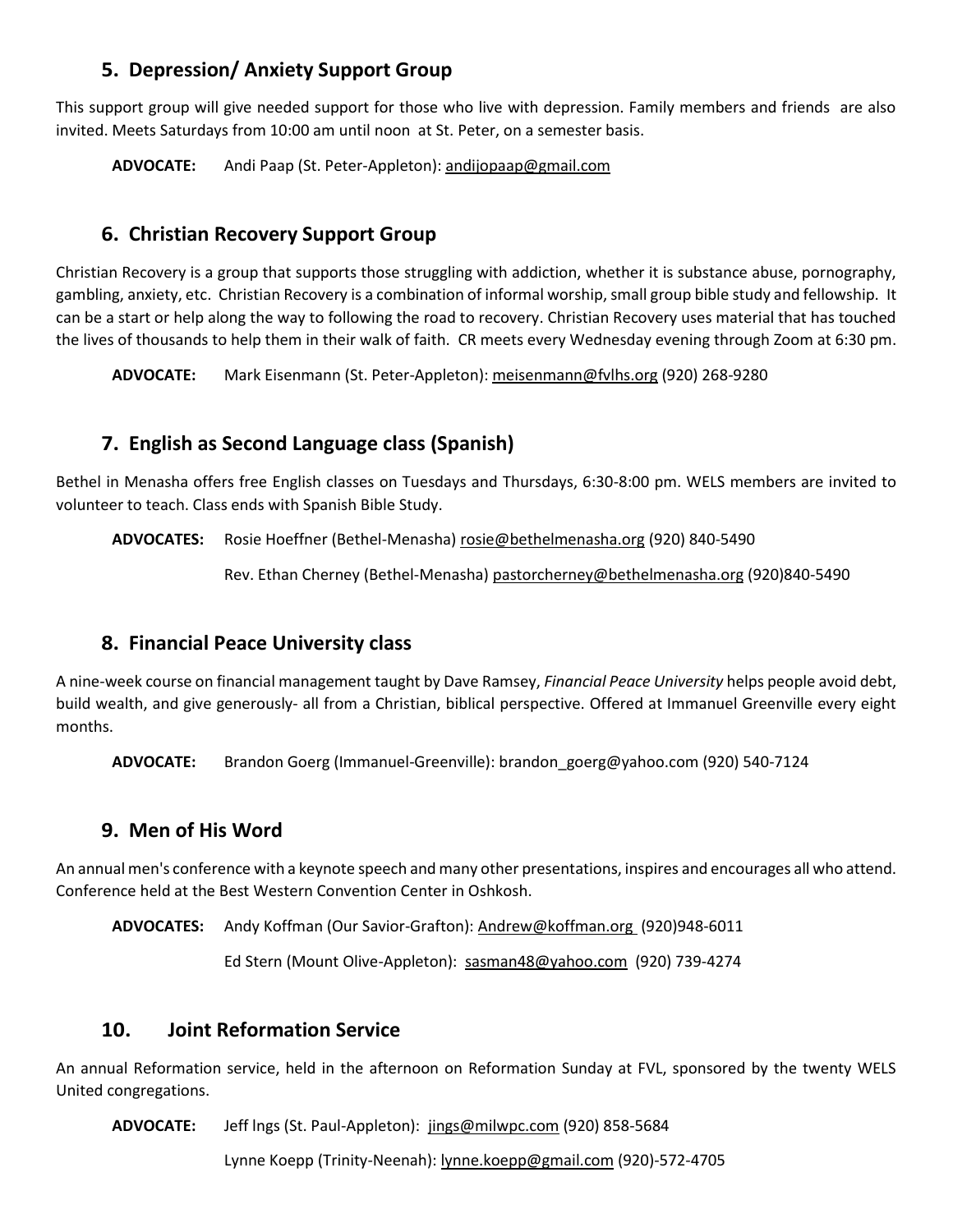## 5. Depression/ Anxiety Support Group

This support group will give needed support for those who live with depression. Family members and friends are also invited. Meets Saturdays from 10:00 am until noon at St. Peter, on a semester basis.

**ADVOCATE:** Andi Paap (St. Peter-Appleton): andijopaap@gmail.com

## 6. Christian Recovery Support Group

Christian Recovery is a group that supports those struggling with addiction, whether it is substance abuse, pornography, gambling, anxiety, etc. Christian Recovery is a combination of informal worship, small group bible study and fellowship. It can be a start or help along the way to following the road to recovery. Christian Recovery uses material that has touched the lives of thousands to help them in their walk of faith. CR meets every Wednesday evening through Zoom at 6:30 pm.

**ADVOCATE:** Mark Eisenmann (St. Peter-Appleton): meisenmann@fvlhs.org (920) 268-9280

## 7. English as Second Language class (Spanish)

Bethel in Menasha offers free English classes on Tuesdays and Thursdays, 6:30-8:00 pm. WELS members are invited to volunteer to teach. Class ends with Spanish Bible Study.

**ADVOCATES:** Rosie Hoeffner (Bethel-Menasha) rosie@bethelmenasha.org (920) 840-5490

Rev. Ethan Cherney (Bethel-Menasha) pastorcherney@bethelmenasha.org (920)840-5490

## 8. Financial Peace University class

A nine-week course on financial management taught by Dave Ramsey, *Financial Peace University* helps people avoid debt, build wealth, and give generously- all from a Christian, biblical perspective. Offered at Immanuel Greenville every eight months.

**ADVOCATE:** Brandon Goerg (Immanuel-Greenville): brandon_goerg@yahoo.com (920) 540-7124

## 9. Men of His Word

An annual men's conference with a keynote speech and many other presentations, inspires and encourages all who attend. Conference held at the Best Western Convention Center in Oshkosh.

**ADVOCATES:** Andy Koffman (Our Savior-Grafton): Andrew@koffman.org (920)948-6011

Ed Stern (Mount Olive-Appleton): sasman48@yahoo.com (920) 739-4274

## 10. Joint Reformation Service

An annual Reformation service, held in the afternoon on Reformation Sunday at FVL, sponsored by the twenty WELS United congregations.

**ADVOCATE:** Jeff lngs (St. Paul-Appleton): jings@milwpc.com (920) 858-5684

Lynne Koepp (Trinity-Neenah): lynne.koepp@gmail.com (920)-572-4705